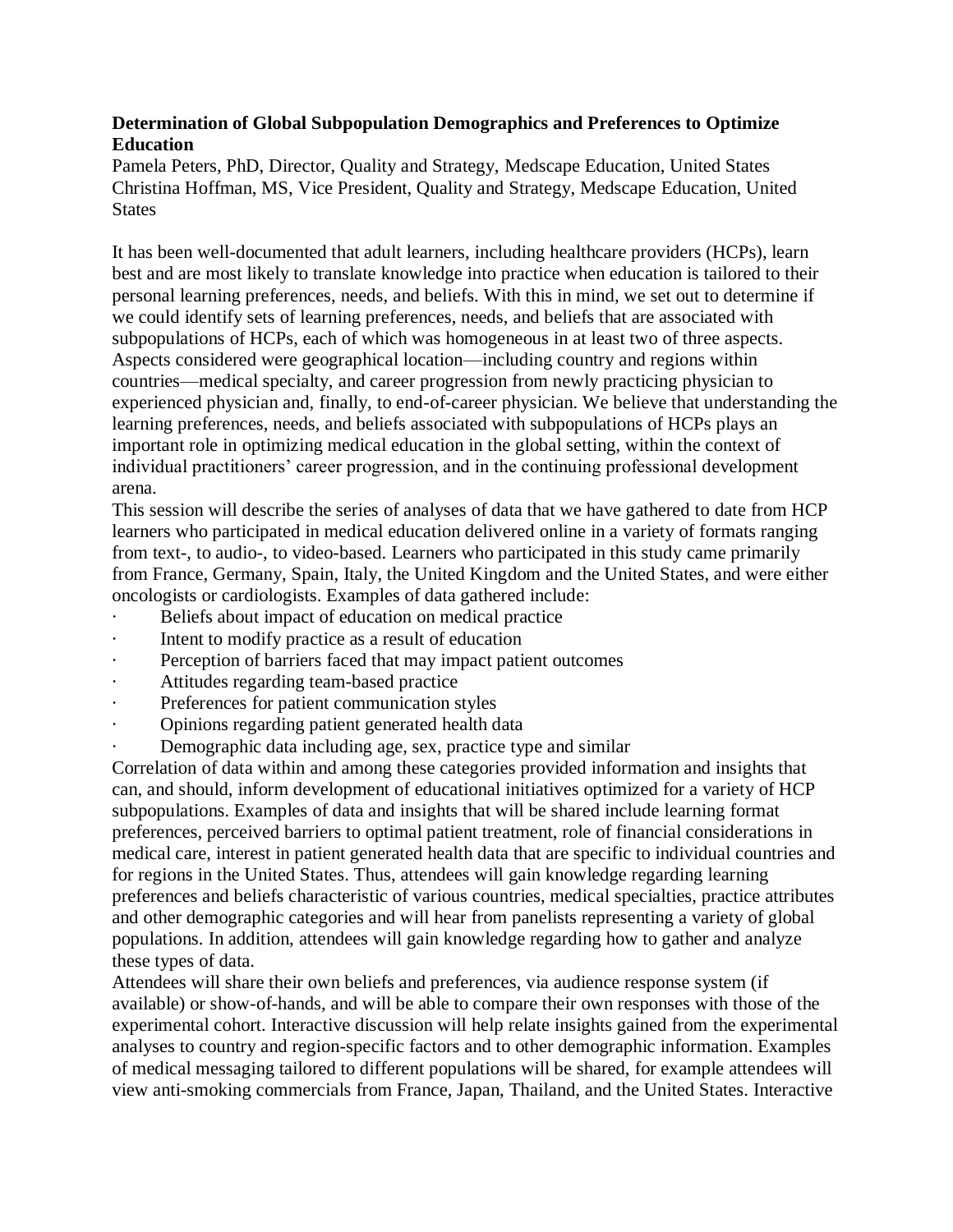**Determination of Global Subpopulation Demographics and Preferences to Optimize Education**

Pamela Peters, PhD, Director, Quality and Strategy, Medscape Education, United States
Christina Hoffman, MS, Vice President, Quality and Strategy, Medscape Education, United States

It has been well-documented that adult learners, including healthcare providers (HCPs), learn best and are most likely to translate knowledge into practice when education is tailored to their personal learning preferences, needs, and beliefs. With this in mind, we set out to determine if we could identify sets of learning preferences, needs, and beliefs that are associated with subpopulations of HCPs, each of which was homogeneous in at least two of three aspects. Aspects considered were geographical location—including country and regions within countries—medical specialty, and career progression from newly practicing physician to experienced physician and, finally, to end-of-career physician. We believe that understanding the learning preferences, needs, and beliefs associated with subpopulations of HCPs plays an important role in optimizing medical education in the global setting, within the context of individual practitioners' career progression, and in the continuing professional development arena.

This session will describe the series of analyses of data that we have gathered to date from HCP learners who participated in medical education delivered online in a variety of formats ranging from text-, to audio-, to video-based. Learners who participated in this study came primarily from France, Germany, Spain, Italy, the United Kingdom and the United States, and were either oncologists or cardiologists. Examples of data gathered include:

- Beliefs about impact of education on medical practice
- Intent to modify practice as a result of education
- Perception of barriers faced that may impact patient outcomes
- Attitudes regarding team-based practice
- Preferences for patient communication styles
- Opinions regarding patient generated health data
- Demographic data including age, sex, practice type and similar

Correlation of data within and among these categories provided information and insights that can, and should, inform development of educational initiatives optimized for a variety of HCP subpopulations. Examples of data and insights that will be shared include learning format preferences, perceived barriers to optimal patient treatment, role of financial considerations in medical care, interest in patient generated health data that are specific to individual countries and for regions in the United States. Thus, attendees will gain knowledge regarding learning preferences and beliefs characteristic of various countries, medical specialties, practice attributes and other demographic categories and will hear from panelists representing a variety of global populations. In addition, attendees will gain knowledge regarding how to gather and analyze these types of data.

Attendees will share their own beliefs and preferences, via audience response system (if available) or show-of-hands, and will be able to compare their own responses with those of the experimental cohort. Interactive discussion will help relate insights gained from the experimental analyses to country and region-specific factors and to other demographic information. Examples of medical messaging tailored to different populations will be shared, for example attendees will view anti-smoking commercials from France, Japan, Thailand, and the United States. Interactive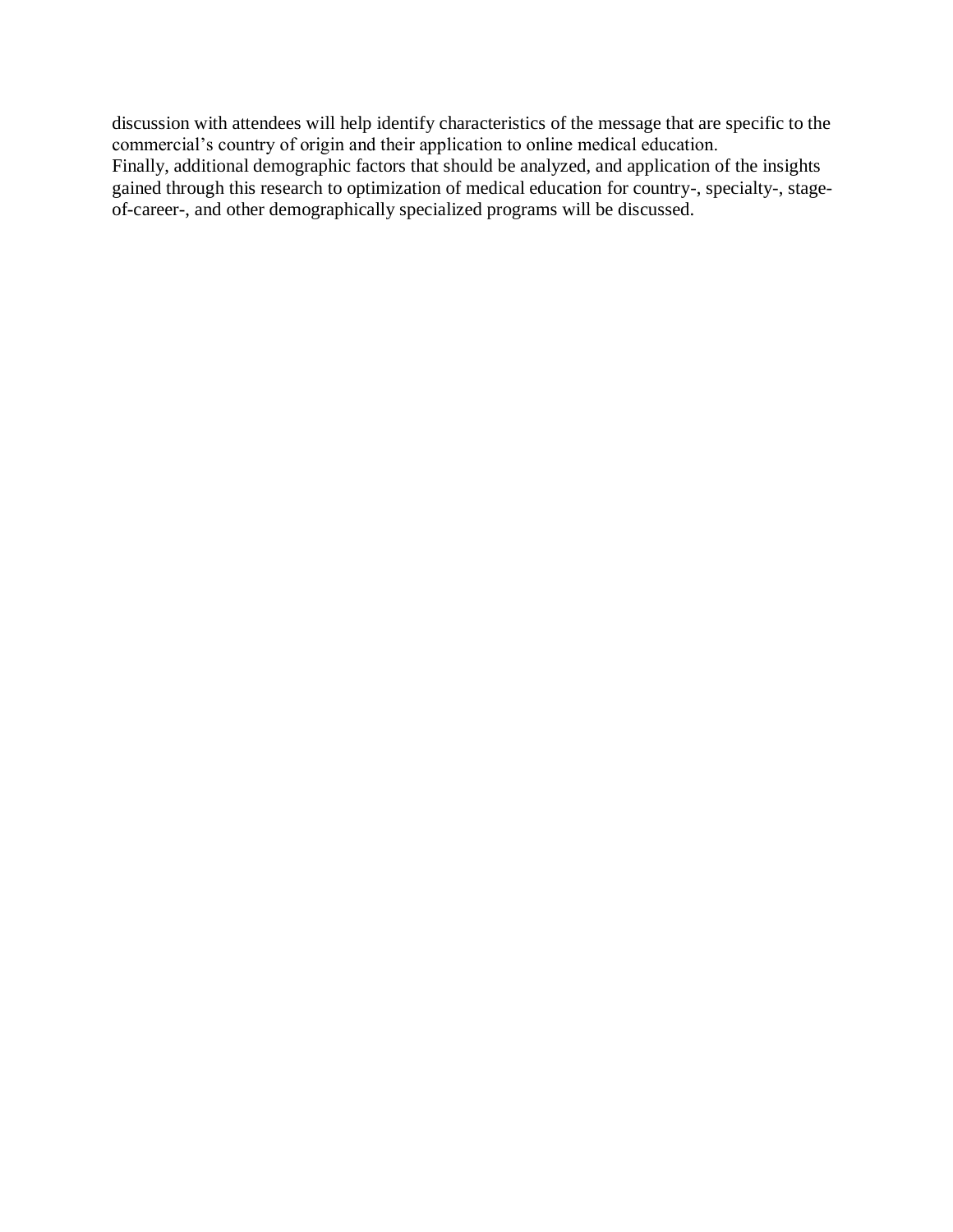discussion with attendees will help identify characteristics of the message that are specific to the commercial's country of origin and their application to online medical education.

Finally, additional demographic factors that should be analyzed, and application of the insights gained through this research to optimization of medical education for country-, specialty-, stage-of-career-, and other demographically specialized programs will be discussed.